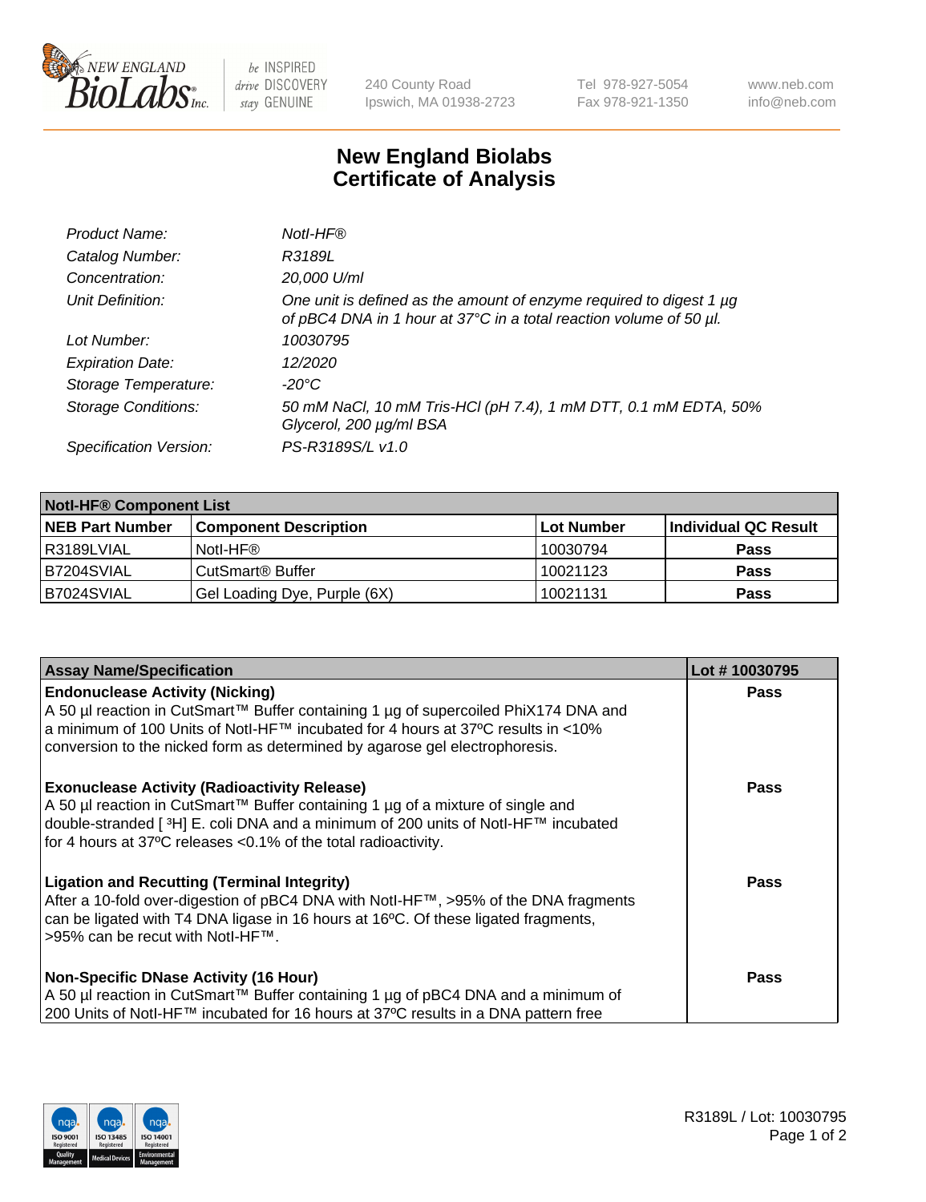New England BioLabs Inc. — be INSPIRED drive DISCOVERY stay GENUINE

240 County Road
Ipswich, MA 01938-2723

Tel 978-927-5054
Fax 978-921-1350

www.neb.com
info@neb.com

# New England Biolabs Certificate of Analysis

| | |
|---|---|
| *Product Name:* | *NotI-HF®* |
| *Catalog Number:* | *R3189L* |
| *Concentration:* | *20,000 U/ml* |
| *Unit Definition:* | *One unit is defined as the amount of enzyme required to digest 1 µg of pBC4 DNA in 1 hour at 37°C in a total reaction volume of 50 µl.* |
| *Lot Number:* | *10030795* |
| *Expiration Date:* | *12/2020* |
| *Storage Temperature:* | *-20°C* |
| *Storage Conditions:* | *50 mM NaCl, 10 mM Tris-HCl (pH 7.4), 1 mM DTT, 0.1 mM EDTA, 50% Glycerol, 200 µg/ml BSA* |
| *Specification Version:* | *PS-R3189S/L v1.0* |

| **NotI-HF® Component List** | | | |
|---|---|---|---|
| **NEB Part Number** | **Component Description** | **Lot Number** | **Individual QC Result** |
| R3189LVIAL | NotI-HF® | 10030794 | **Pass** |
| B7204SVIAL | CutSmart® Buffer | 10021123 | **Pass** |
| B7024SVIAL | Gel Loading Dye, Purple (6X) | 10021131 | **Pass** |

| **Assay Name/Specification** | **Lot # 10030795** |
|---|---|
| **Endonuclease Activity (Nicking)**<br>A 50 µl reaction in CutSmart™ Buffer containing 1 µg of supercoiled PhiX174 DNA and a minimum of 100 Units of NotI-HF™ incubated for 4 hours at 37ºC results in <10% conversion to the nicked form as determined by agarose gel electrophoresis. | **Pass** |
| **Exonuclease Activity (Radioactivity Release)**<br>A 50 µl reaction in CutSmart™ Buffer containing 1 µg of a mixture of single and double-stranded [ $^3$H] E. coli DNA and a minimum of 200 units of NotI-HF™ incubated for 4 hours at 37ºC releases <0.1% of the total radioactivity. | **Pass** |
| **Ligation and Recutting (Terminal Integrity)**<br>After a 10-fold over-digestion of pBC4 DNA with NotI-HF™, >95% of the DNA fragments can be ligated with T4 DNA ligase in 16 hours at 16ºC. Of these ligated fragments, >95% can be recut with NotI-HF™. | **Pass** |
| **Non-Specific DNase Activity (16 Hour)**<br>A 50 µl reaction in CutSmart™ Buffer containing 1 µg of pBC4 DNA and a minimum of 200 Units of NotI-HF™ incubated for 16 hours at 37ºC results in a DNA pattern free | **Pass** |

ISO 9001 Registered Quality Management · ISO 13485 Registered Medical Devices · ISO 14001 Registered Environmental Management

R3189L / Lot: 10030795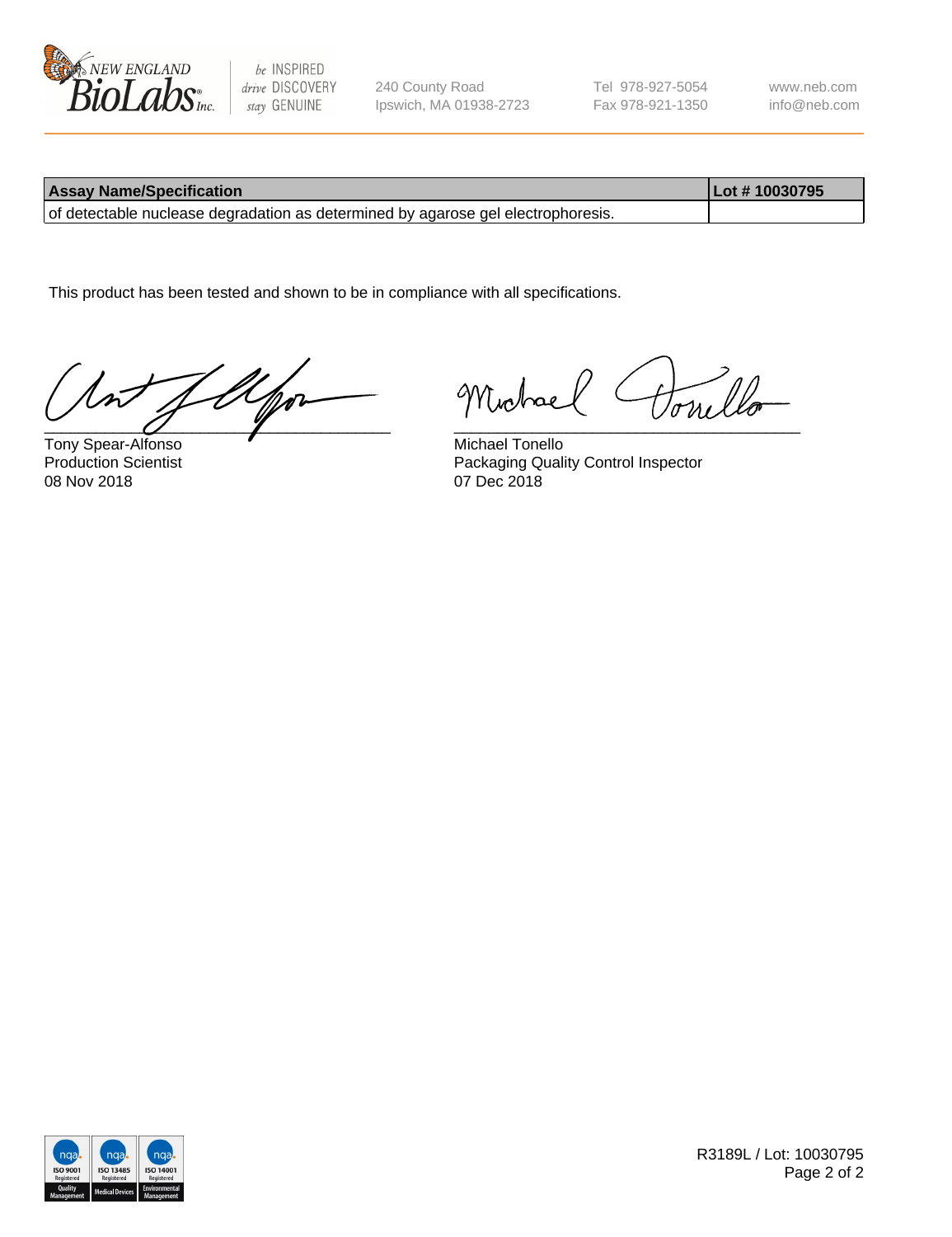| Assay Name/Specification | Lot # 10030795 |
| --- | --- |
| of detectable nuclease degradation as determined by agarose gel electrophoresis. | |

This product has been tested and shown to be in compliance with all specifications.

Tony Spear-Alfonso
Production Scientist
08 Nov 2018

Michael Tonello
Packaging Quality Control Inspector
07 Dec 2018

R3189L / Lot: 10030795